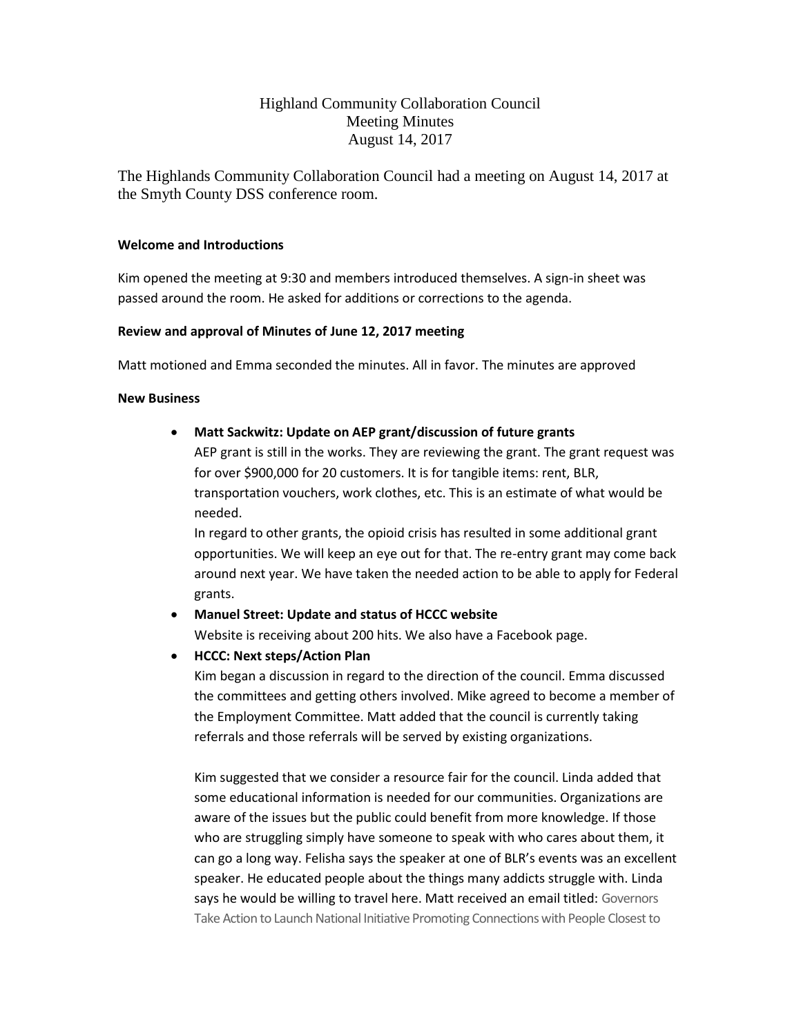# Highland Community Collaboration Council
## Meeting Minutes
### August 14, 2017

The Highlands Community Collaboration Council had a meeting on August 14, 2017 at the Smyth County DSS conference room.

**Welcome and Introductions**

Kim opened the meeting at 9:30 and members introduced themselves. A sign-in sheet was passed around the room. He asked for additions or corrections to the agenda.

**Review and approval of Minutes of June 12, 2017 meeting**

Matt motioned and Emma seconded the minutes. All in favor. The minutes are approved

**New Business**

- **Matt Sackwitz: Update on AEP grant/discussion of future grants**

  AEP grant is still in the works. They are reviewing the grant. The grant request was for over $900,000 for 20 customers. It is for tangible items: rent, BLR, transportation vouchers, work clothes, etc. This is an estimate of what would be needed.

  In regard to other grants, the opioid crisis has resulted in some additional grant opportunities. We will keep an eye out for that. The re-entry grant may come back around next year. We have taken the needed action to be able to apply for Federal grants.

- **Manuel Street: Update and status of HCCC website**

  Website is receiving about 200 hits. We also have a Facebook page.

- **HCCC: Next steps/Action Plan**

  Kim began a discussion in regard to the direction of the council. Emma discussed the committees and getting others involved. Mike agreed to become a member of the Employment Committee. Matt added that the council is currently taking referrals and those referrals will be served by existing organizations.

  Kim suggested that we consider a resource fair for the council. Linda added that some educational information is needed for our communities. Organizations are aware of the issues but the public could benefit from more knowledge. If those who are struggling simply have someone to speak with who cares about them, it can go a long way. Felisha says the speaker at one of BLR's events was an excellent speaker. He educated people about the things many addicts struggle with. Linda says he would be willing to travel here. Matt received an email titled: Governors Take Action to Launch National Initiative Promoting Connections with People Closest to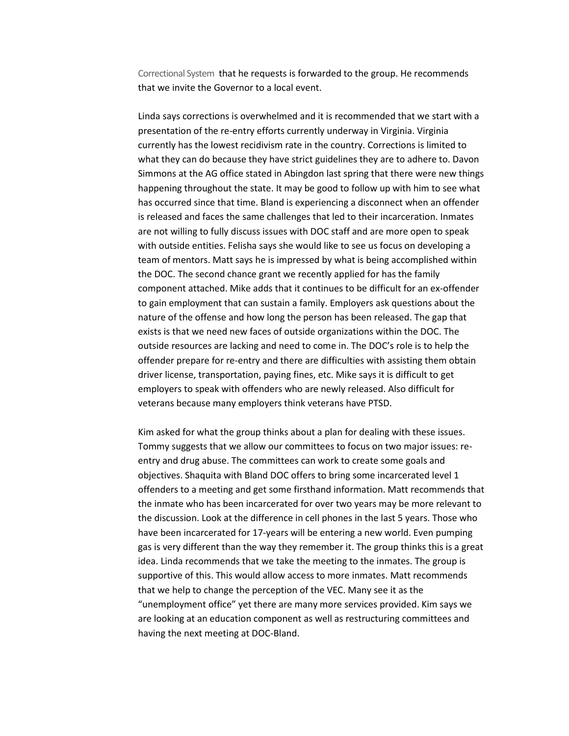Correctional System that he requests is forwarded to the group. He recommends that we invite the Governor to a local event.

Linda says corrections is overwhelmed and it is recommended that we start with a presentation of the re-entry efforts currently underway in Virginia. Virginia currently has the lowest recidivism rate in the country. Corrections is limited to what they can do because they have strict guidelines they are to adhere to. Davon Simmons at the AG office stated in Abingdon last spring that there were new things happening throughout the state. It may be good to follow up with him to see what has occurred since that time. Bland is experiencing a disconnect when an offender is released and faces the same challenges that led to their incarceration. Inmates are not willing to fully discuss issues with DOC staff and are more open to speak with outside entities. Felisha says she would like to see us focus on developing a team of mentors. Matt says he is impressed by what is being accomplished within the DOC. The second chance grant we recently applied for has the family component attached. Mike adds that it continues to be difficult for an ex-offender to gain employment that can sustain a family. Employers ask questions about the nature of the offense and how long the person has been released. The gap that exists is that we need new faces of outside organizations within the DOC. The outside resources are lacking and need to come in. The DOC's role is to help the offender prepare for re-entry and there are difficulties with assisting them obtain driver license, transportation, paying fines, etc. Mike says it is difficult to get employers to speak with offenders who are newly released. Also difficult for veterans because many employers think veterans have PTSD.

Kim asked for what the group thinks about a plan for dealing with these issues. Tommy suggests that we allow our committees to focus on two major issues: re-entry and drug abuse. The committees can work to create some goals and objectives. Shaquita with Bland DOC offers to bring some incarcerated level 1 offenders to a meeting and get some firsthand information. Matt recommends that the inmate who has been incarcerated for over two years may be more relevant to the discussion. Look at the difference in cell phones in the last 5 years. Those who have been incarcerated for 17-years will be entering a new world. Even pumping gas is very different than the way they remember it. The group thinks this is a great idea. Linda recommends that we take the meeting to the inmates. The group is supportive of this. This would allow access to more inmates. Matt recommends that we help to change the perception of the VEC. Many see it as the "unemployment office" yet there are many more services provided. Kim says we are looking at an education component as well as restructuring committees and having the next meeting at DOC-Bland.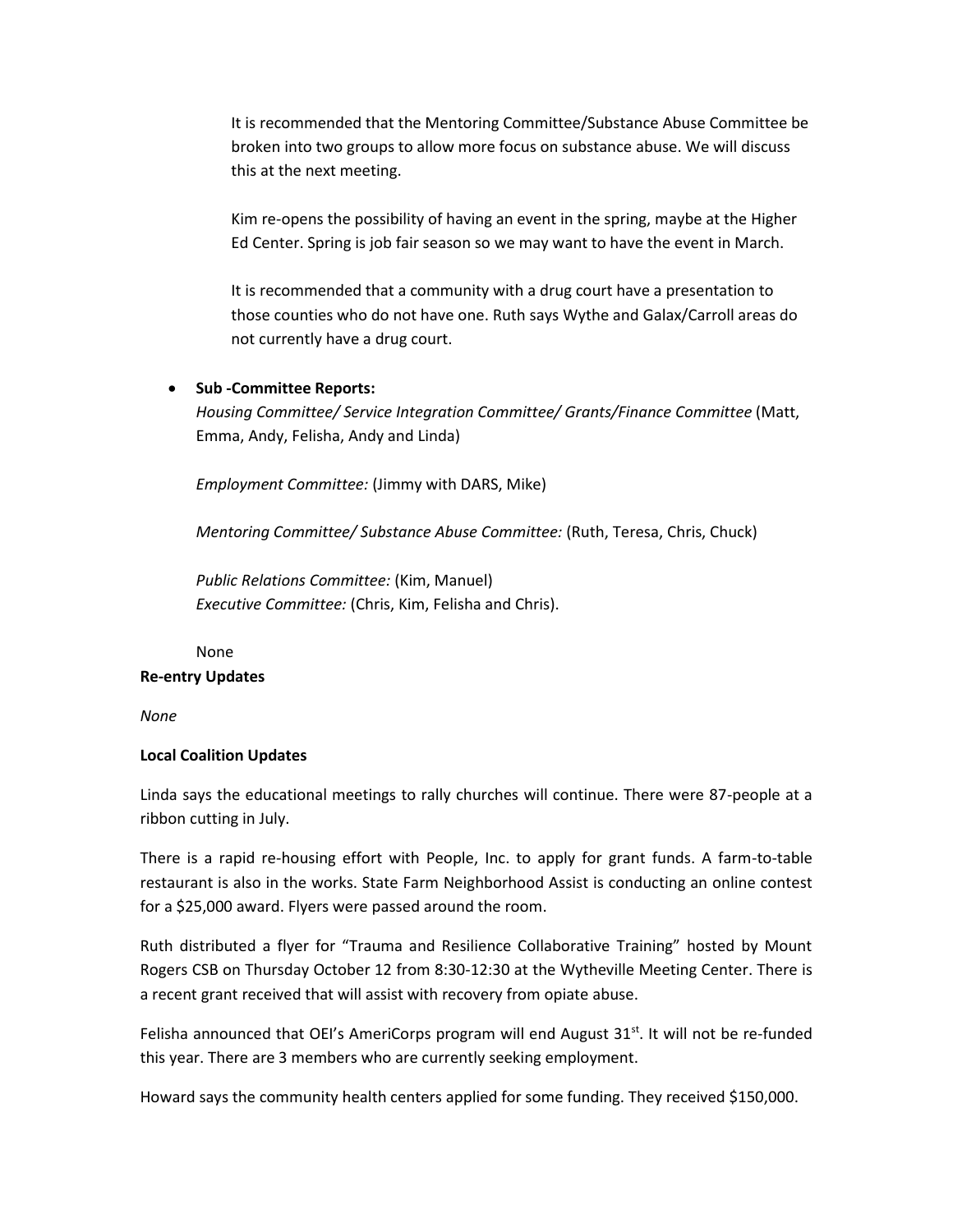It is recommended that the Mentoring Committee/Substance Abuse Committee be broken into two groups to allow more focus on substance abuse. We will discuss this at the next meeting.

Kim re-opens the possibility of having an event in the spring, maybe at the Higher Ed Center. Spring is job fair season so we may want to have the event in March.

It is recommended that a community with a drug court have a presentation to those counties who do not have one. Ruth says Wythe and Galax/Carroll areas do not currently have a drug court.

- **Sub -Committee Reports:**

  *Housing Committee/ Service Integration Committee/ Grants/Finance Committee* (Matt, Emma, Andy, Felisha, Andy and Linda)

  *Employment Committee:* (Jimmy with DARS, Mike)

  *Mentoring Committee/ Substance Abuse Committee:* (Ruth, Teresa, Chris, Chuck)

  *Public Relations Committee:* (Kim, Manuel)
  *Executive Committee:* (Chris, Kim, Felisha and Chris).

  None

**Re-entry Updates**

*None*

**Local Coalition Updates**

Linda says the educational meetings to rally churches will continue. There were 87-people at a ribbon cutting in July.

There is a rapid re-housing effort with People, Inc. to apply for grant funds. A farm-to-table restaurant is also in the works. State Farm Neighborhood Assist is conducting an online contest for a $25,000 award. Flyers were passed around the room.

Ruth distributed a flyer for "Trauma and Resilience Collaborative Training" hosted by Mount Rogers CSB on Thursday October 12 from 8:30-12:30 at the Wytheville Meeting Center. There is a recent grant received that will assist with recovery from opiate abuse.

Felisha announced that OEI's AmeriCorps program will end August 31st. It will not be re-funded this year. There are 3 members who are currently seeking employment.

Howard says the community health centers applied for some funding. They received $150,000.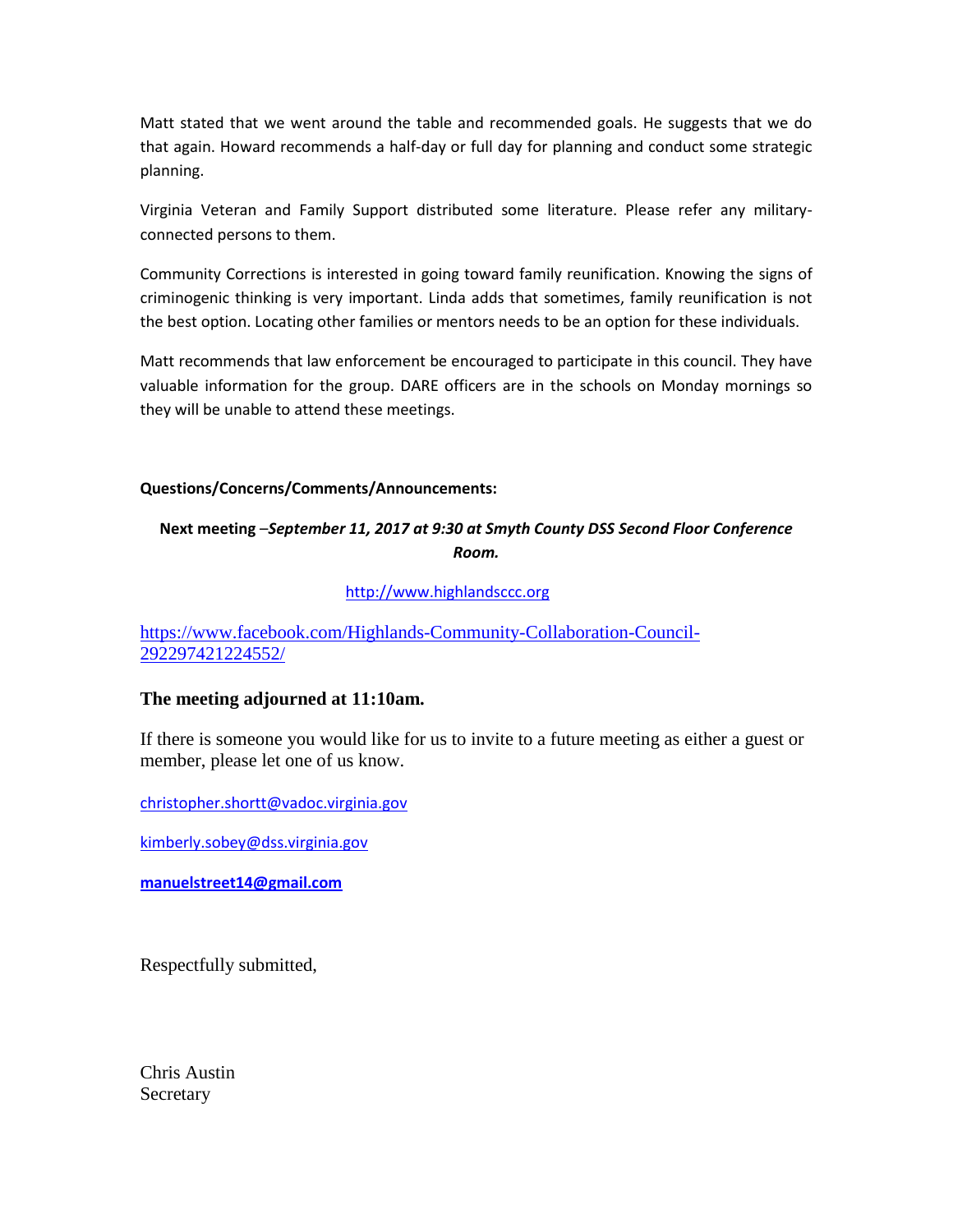Matt stated that we went around the table and recommended goals. He suggests that we do that again. Howard recommends a half-day or full day for planning and conduct some strategic planning.

Virginia Veteran and Family Support distributed some literature. Please refer any military-connected persons to them.

Community Corrections is interested in going toward family reunification. Knowing the signs of criminogenic thinking is very important. Linda adds that sometimes, family reunification is not the best option. Locating other families or mentors needs to be an option for these individuals.

Matt recommends that law enforcement be encouraged to participate in this council. They have valuable information for the group. DARE officers are in the schools on Monday mornings so they will be unable to attend these meetings.

**Questions/Concerns/Comments/Announcements:**

**Next meeting** –***September 11, 2017 at 9:30 at Smyth County DSS Second Floor Conference Room.***

http://www.highlandsccc.org

https://www.facebook.com/Highlands-Community-Collaboration-Council-292297421224552/

**The meeting adjourned at 11:10am.**

If there is someone you would like for us to invite to a future meeting as either a guest or member, please let one of us know.

christopher.shortt@vadoc.virginia.gov

kimberly.sobey@dss.virginia.gov

**manuelstreet14@gmail.com**

Respectfully submitted,

Chris Austin
Secretary